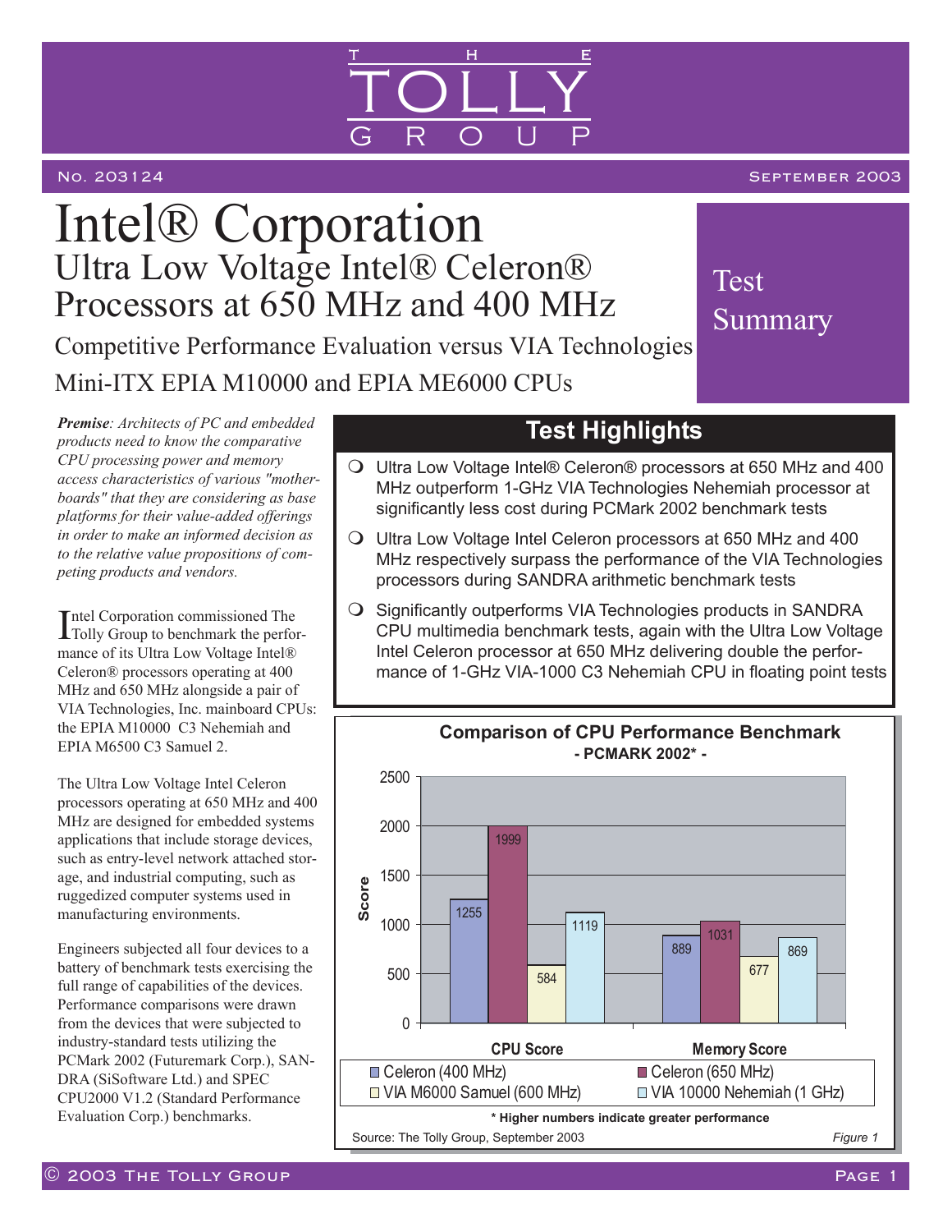# Intel® Corporation

## Ultra Low Voltage Intel® Celeron® Processors at 650 MHz and 400 MHz

Competitive Performance Evaluation versus VIA Technologies Mini-ITX EPIA M10000 and EPIA ME6000 CPUs

Test Summary

No. 203124 — September 2003

***Premise**: Architects of PC and embedded products need to know the comparative CPU processing power and memory access characteristics of various "motherboards" that they are considering as base platforms for their value-added offerings in order to make an informed decision as to the relative value propositions of competing products and vendors.*

Intel Corporation commissioned The Tolly Group to benchmark the performance of its Ultra Low Voltage Intel® Celeron® processors operating at 400 MHz and 650 MHz alongside a pair of VIA Technologies, Inc. mainboard CPUs: the EPIA M10000 C3 Nehemiah and EPIA M6500 C3 Samuel 2.

The Ultra Low Voltage Intel Celeron processors operating at 650 MHz and 400 MHz are designed for embedded systems applications that include storage devices, such as entry-level network attached storage, and industrial computing, such as ruggedized computer systems used in manufacturing environments.

Engineers subjected all four devices to a battery of benchmark tests exercising the full range of capabilities of the devices. Performance comparisons were drawn from the devices that were subjected to industry-standard tests utilizing the PCMark 2002 (Futuremark Corp.), SANDRA (SiSoftware Ltd.) and SPEC CPU2000 V1.2 (Standard Performance Evaluation Corp.) benchmarks.

## Test Highlights

- Ultra Low Voltage Intel® Celeron® processors at 650 MHz and 400 MHz outperform 1-GHz VIA Technologies Nehemiah processor at significantly less cost during PCMark 2002 benchmark tests
- Ultra Low Voltage Intel Celeron processors at 650 MHz and 400 MHz respectively surpass the performance of the VIA Technologies processors during SANDRA arithmetic benchmark tests
- Significantly outperforms VIA Technologies products in SANDRA CPU multimedia benchmark tests, again with the Ultra Low Voltage Intel Celeron processor at 650 MHz delivering double the performance of 1-GHz VIA-1000 C3 Nehemiah CPU in floating point tests

**Comparison of CPU Performance Benchmark**
**- PCMARK 2002* -**

| Score | Celeron (400 MHz) | Celeron (650 MHz) | VIA M6000 Samuel (600 MHz) | VIA 10000 Nehemiah (1 GHz) |
|---|---|---|---|---|
| CPU Score | 1255 | 1999 | 584 | 1119 |
| Memory Score | 889 | 1031 | 677 | 869 |

**\* Higher numbers indicate greater performance**

Source: The Tolly Group, September 2003

*Figure 1*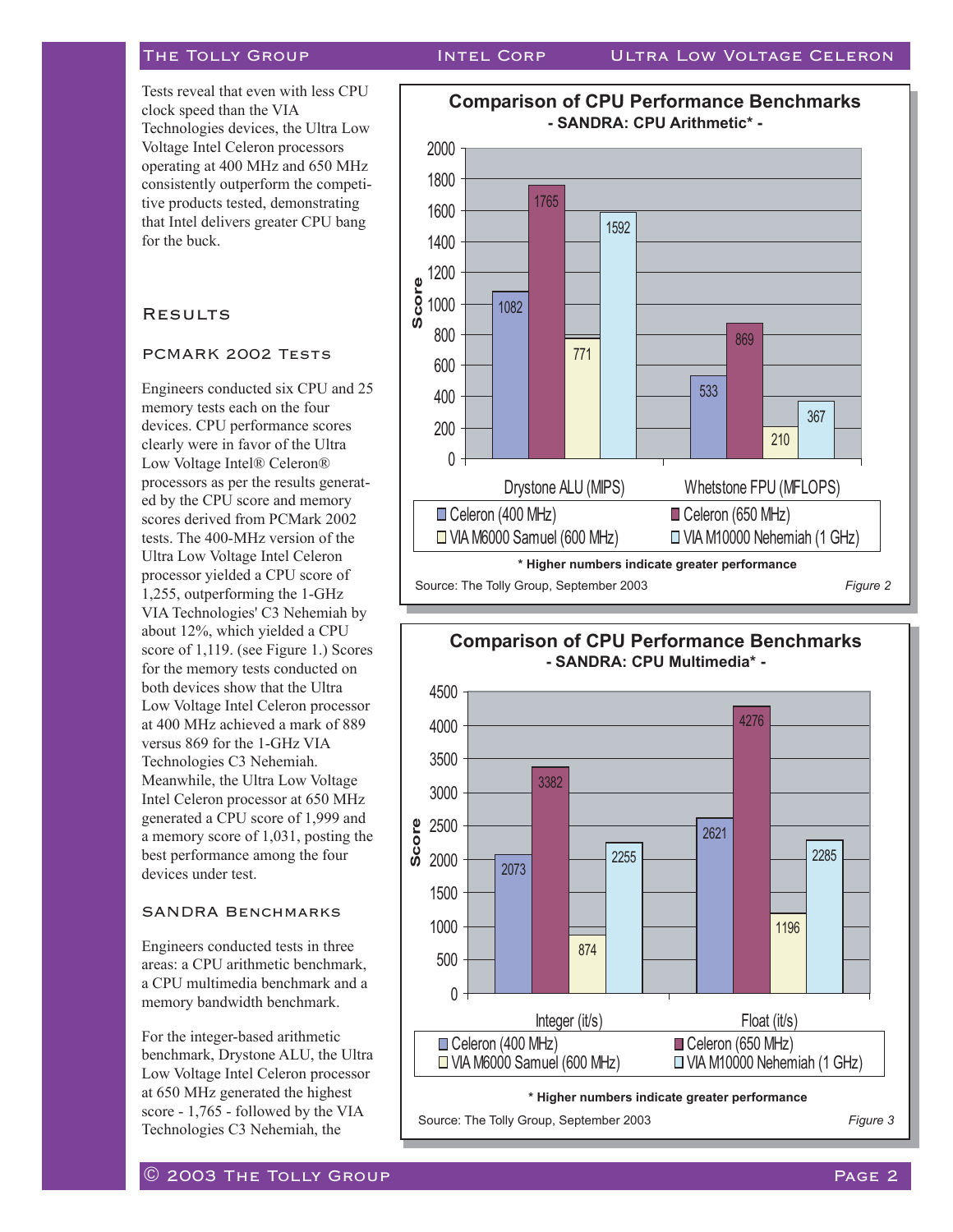Tests reveal that even with less CPU clock speed than the VIA Technologies devices, the Ultra Low Voltage Intel Celeron processors operating at 400 MHz and 650 MHz consistently outperform the competitive products tested, demonstrating that Intel delivers greater CPU bang for the buck.

## Results

### PCMark 2002 Tests

Engineers conducted six CPU and 25 memory tests each on the four devices. CPU performance scores clearly were in favor of the Ultra Low Voltage Intel® Celeron® processors as per the results generated by the CPU score and memory scores derived from PCMark 2002 tests. The 400-MHz version of the Ultra Low Voltage Intel Celeron processor yielded a CPU score of 1,255, outperforming the 1-GHz VIA Technologies' C3 Nehemiah by about 12%, which yielded a CPU score of 1,119. (see Figure 1.) Scores for the memory tests conducted on both devices show that the Ultra Low Voltage Intel Celeron processor at 400 MHz achieved a mark of 889 versus 869 for the 1-GHz VIA Technologies C3 Nehemiah. Meanwhile, the Ultra Low Voltage Intel Celeron processor at 650 MHz generated a CPU score of 1,999 and a memory score of 1,031, posting the best performance among the four devices under test.

### SANDRA Benchmarks

Engineers conducted tests in three areas: a CPU arithmetic benchmark, a CPU multimedia benchmark and a memory bandwidth benchmark.

For the integer-based arithmetic benchmark, Drystone ALU, the Ultra Low Voltage Intel Celeron processor at 650 MHz generated the highest score - 1,765 - followed by the VIA Technologies C3 Nehemiah, the

**Comparison of CPU Performance Benchmarks**
**- SANDRA: CPU Arithmetic* -**

| Benchmark | Celeron (400 MHz) | Celeron (650 MHz) | VIA M6000 Samuel (600 MHz) | VIA M10000 Nehemiah (1 GHz) |
|---|---|---|---|---|
| Drystone ALU (MIPS) | 1082 | 1765 | 771 | 1592 |
| Whetstone FPU (MFLOPS) | 533 | 869 | 210 | 367 |

**\* Higher numbers indicate greater performance**

Source: The Tolly Group, September 2003

*Figure 2*

**Comparison of CPU Performance Benchmarks**
**- SANDRA: CPU Multimedia* -**

| Benchmark | Celeron (400 MHz) | Celeron (650 MHz) | VIA M6000 Samuel (600 MHz) | VIA M10000 Nehemiah (1 GHz) |
|---|---|---|---|---|
| Integer (it/s) | 2073 | 3382 | 874 | 2255 |
| Float (it/s) | 2621 | 4276 | 1196 | 2285 |

**\* Higher numbers indicate greater performance**

Source: The Tolly Group, September 2003

*Figure 3*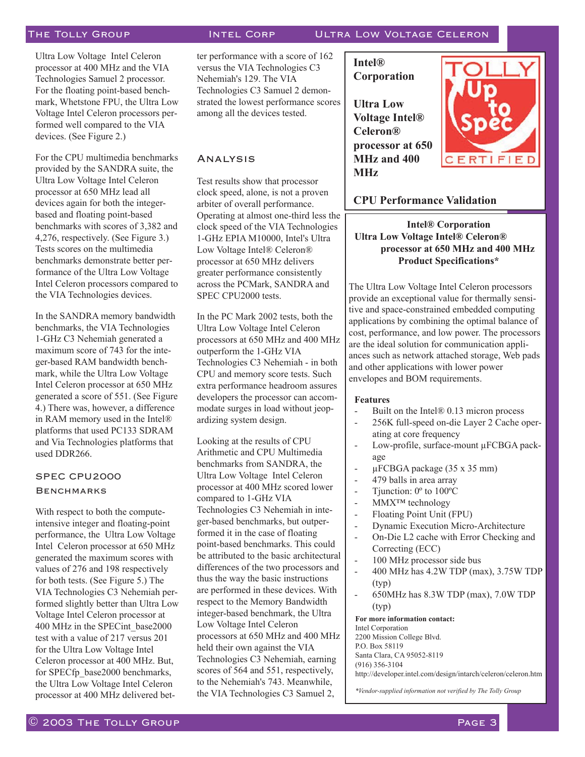Ultra Low Voltage Intel Celeron processor at 400 MHz and the VIA Technologies Samuel 2 processor. For the floating point-based benchmark, Whetstone FPU, the Ultra Low Voltage Intel Celeron processors performed well compared to the VIA devices. (See Figure 2.)

For the CPU multimedia benchmarks provided by the SANDRA suite, the Ultra Low Voltage Intel Celeron processor at 650 MHz lead all devices again for both the integer-based and floating point-based benchmarks with scores of 3,382 and 4,276, respectively. (See Figure 3.) Tests scores on the multimedia benchmarks demonstrate better performance of the Ultra Low Voltage Intel Celeron processors compared to the VIA Technologies devices.

In the SANDRA memory bandwidth benchmarks, the VIA Technologies 1-GHz C3 Nehemiah generated a maximum score of 743 for the integer-based RAM bandwidth benchmark, while the Ultra Low Voltage Intel Celeron processor at 650 MHz generated a score of 551. (See Figure 4.) There was, however, a difference in RAM memory used in the Intel® platforms that used PC133 SDRAM and Via Technologies platforms that used DDR266.

## SPEC CPU2000 Benchmarks

With respect to both the compute-intensive integer and floating-point performance, the Ultra Low Voltage Intel Celeron processor at 650 MHz generated the maximum scores with values of 276 and 198 respectively for both tests. (See Figure 5.) The VIA Technologies C3 Nehemiah performed slightly better than Ultra Low Voltage Intel Celeron processor at 400 MHz in the SPECint_base2000 test with a value of 217 versus 201 for the Ultra Low Voltage Intel Celeron processor at 400 MHz. But, for SPECfp_base2000 benchmarks, the Ultra Low Voltage Intel Celeron processor at 400 MHz delivered better performance with a score of 162 versus the VIA Technologies C3 Nehemiah's 129. The VIA Technologies C3 Samuel 2 demonstrated the lowest performance scores among all the devices tested.

## Analysis

Test results show that processor clock speed, alone, is not a proven arbiter of overall performance. Operating at almost one-third less the clock speed of the VIA Technologies 1-GHz EPIA M10000, Intel's Ultra Low Voltage Intel® Celeron® processor at 650 MHz delivers greater performance consistently across the PCMark, SANDRA and SPEC CPU2000 tests.

In the PC Mark 2002 tests, both the Ultra Low Voltage Intel Celeron processors at 650 MHz and 400 MHz outperform the 1-GHz VIA Technologies C3 Nehemiah - in both CPU and memory score tests. Such extra performance headroom assures developers the processor can accommodate surges in load without jeopardizing system design.

Looking at the results of CPU Arithmetic and CPU Multimedia benchmarks from SANDRA, the Ultra Low Voltage Intel Celeron processor at 400 MHz scored lower compared to 1-GHz VIA Technologies C3 Nehemiah in integer-based benchmarks, but outperformed it in the case of floating point-based benchmarks. This could be attributed to the basic architectural differences of the two processors and thus the way the basic instructions are performed in these devices. With respect to the Memory Bandwidth integer-based benchmark, the Ultra Low Voltage Intel Celeron processors at 650 MHz and 400 MHz held their own against the VIA Technologies C3 Nehemiah, earning scores of 564 and 551, respectively, to the Nehemiah's 743. Meanwhile, the VIA Technologies C3 Samuel 2,

---

**Intel® Corporation**

**Ultra Low Voltage Intel® Celeron® processor at 650 MHz and 400 MHz**

TOLLY Up to Spec CERTIFIED

**CPU Performance Validation**

---

**Intel® Corporation**
**Ultra Low Voltage Intel® Celeron® processor at 650 MHz and 400 MHz**
**Product Specifications***

The Ultra Low Voltage Intel Celeron processors provide an exceptional value for thermally sensitive and space-constrained embedded computing applications by combining the optimal balance of cost, performance, and low power. The processors are the ideal solution for communication appliances such as network attached storage, Web pads and other applications with lower power envelopes and BOM requirements.

**Features**

- Built on the Intel® 0.13 micron process
- 256K full-speed on-die Layer 2 Cache operating at core frequency
- Low-profile, surface-mount µFCBGA package
- µFCBGA package (35 x 35 mm)
- 479 balls in area array
- Tjunction: 0º to 100ºC
- MMX™ technology
- Floating Point Unit (FPU)
- Dynamic Execution Micro-Architecture
- On-Die L2 cache with Error Checking and Correcting (ECC)
- 100 MHz processor side bus
- 400 MHz has 4.2W TDP (max), 3.75W TDP (typ)
- 650MHz has 8.3W TDP (max), 7.0W TDP (typ)

**For more information contact:**
Intel Corporation
2200 Mission College Blvd.
P.O. Box 58119
Santa Clara, CA 95052-8119
(916) 356-3104
http://developer.intel.com/design/intarch/celeron/celeron.htm

*\*Vendor-supplied information not verified by The Tolly Group*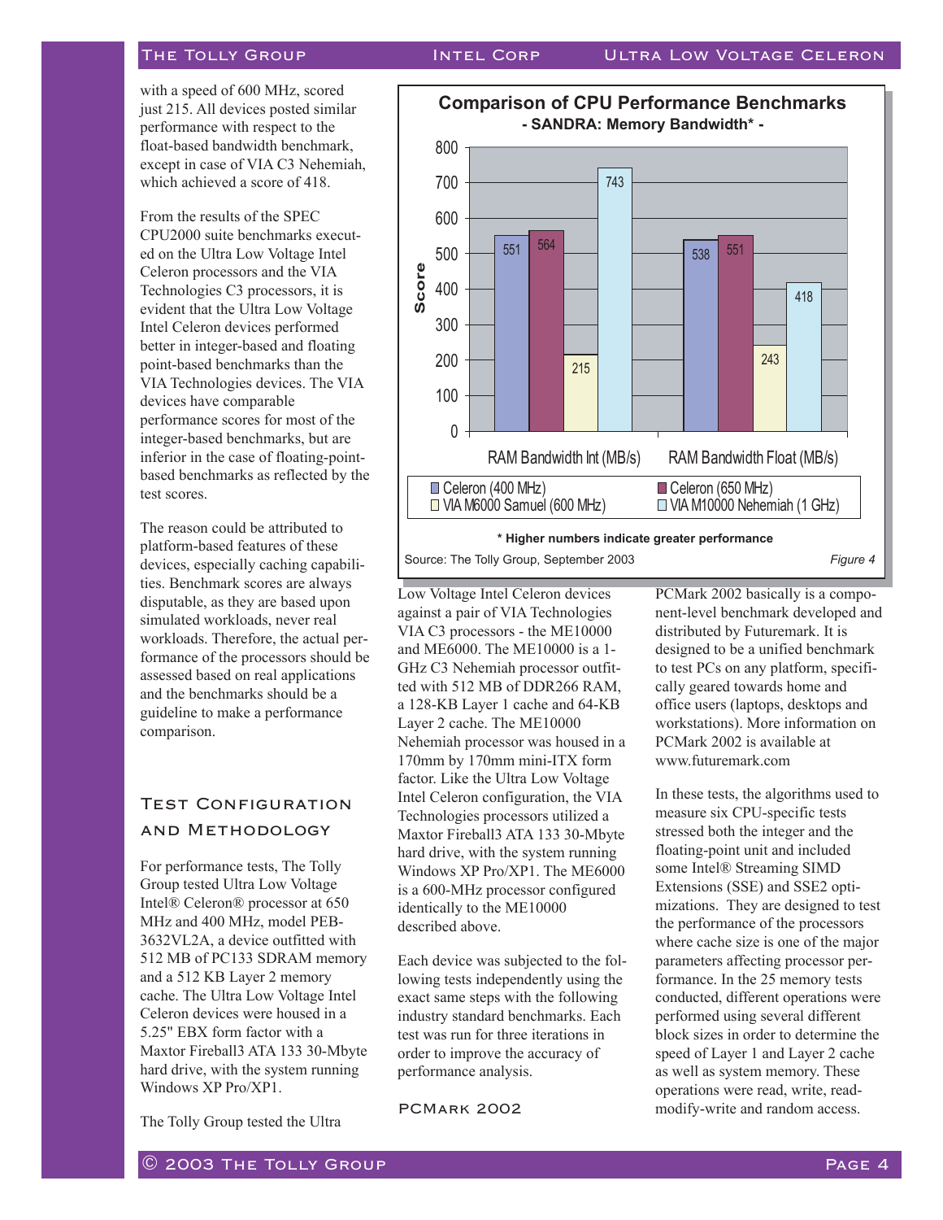with a speed of 600 MHz, scored just 215. All devices posted similar performance with respect to the float-based bandwidth benchmark, except in case of VIA C3 Nehemiah, which achieved a score of 418.

From the results of the SPEC CPU2000 suite benchmarks executed on the Ultra Low Voltage Intel Celeron processors and the VIA Technologies C3 processors, it is evident that the Ultra Low Voltage Intel Celeron devices performed better in integer-based and floating point-based benchmarks than the VIA Technologies devices. The VIA devices have comparable performance scores for most of the integer-based benchmarks, but are inferior in the case of floating-point-based benchmarks as reflected by the test scores.

The reason could be attributed to platform-based features of these devices, especially caching capabilities. Benchmark scores are always disputable, as they are based upon simulated workloads, never real workloads. Therefore, the actual performance of the processors should be assessed based on real applications and the benchmarks should be a guideline to make a performance comparison.

**Comparison of CPU Performance Benchmarks**
**- SANDRA: Memory Bandwidth* -**

| Score | Celeron (400 MHz) | Celeron (650 MHz) | VIA M6000 Samuel (600 MHz) | VIA M10000 Nehemiah (1 GHz) |
|---|---|---|---|---|
| RAM Bandwidth Int (MB/s) | 551 | 564 | 215 | 743 |
| RAM Bandwidth Float (MB/s) | 538 | 551 | 243 | 418 |

**\* Higher numbers indicate greater performance**

Source: The Tolly Group, September 2003 *Figure 4*

## Test Configuration and Methodology

For performance tests, The Tolly Group tested Ultra Low Voltage Intel® Celeron® processor at 650 MHz and 400 MHz, model PEB-3632VL2A, a device outfitted with 512 MB of PC133 SDRAM memory and a 512 KB Layer 2 memory cache. The Ultra Low Voltage Intel Celeron devices were housed in a 5.25" EBX form factor with a Maxtor Fireball3 ATA 133 30-Mbyte hard drive, with the system running Windows XP Pro/XP1.

The Tolly Group tested the Ultra Low Voltage Intel Celeron devices against a pair of VIA Technologies VIA C3 processors - the ME10000 and ME6000. The ME10000 is a 1-GHz C3 Nehemiah processor outfitted with 512 MB of DDR266 RAM, a 128-KB Layer 1 cache and 64-KB Layer 2 cache. The ME10000 Nehemiah processor was housed in a 170mm by 170mm mini-ITX form factor. Like the Ultra Low Voltage Intel Celeron configuration, the VIA Technologies processors utilized a Maxtor Fireball3 ATA 133 30-Mbyte hard drive, with the system running Windows XP Pro/XP1. The ME6000 is a 600-MHz processor configured identically to the ME10000 described above.

Each device was subjected to the following tests independently using the exact same steps with the following industry standard benchmarks. Each test was run for three iterations in order to improve the accuracy of performance analysis.

### PCMark 2002

PCMark 2002 basically is a component-level benchmark developed and distributed by Futuremark. It is designed to be a unified benchmark to test PCs on any platform, specifically geared towards home and office users (laptops, desktops and workstations). More information on PCMark 2002 is available at www.futuremark.com

In these tests, the algorithms used to measure six CPU-specific tests stressed both the integer and the floating-point unit and included some Intel® Streaming SIMD Extensions (SSE) and SSE2 optimizations. They are designed to test the performance of the processors where cache size is one of the major parameters affecting processor performance. In the 25 memory tests conducted, different operations were performed using several different block sizes in order to determine the speed of Layer 1 and Layer 2 cache as well as system memory. These operations were read, write, read-modify-write and random access.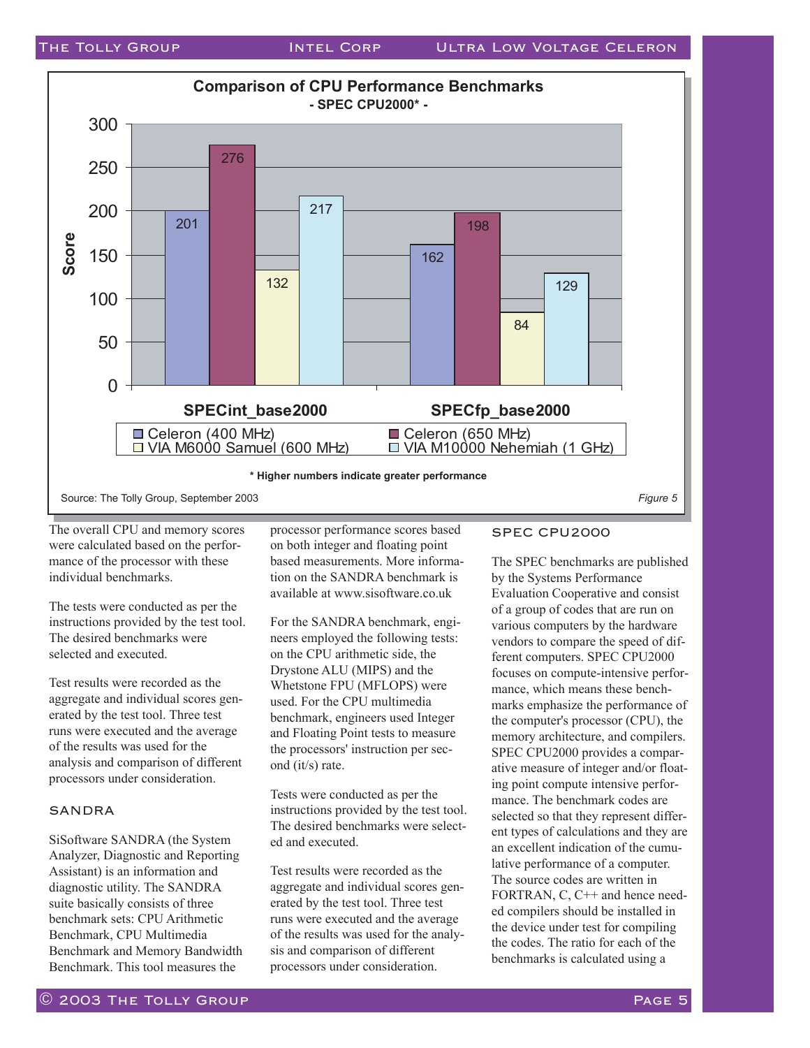**Comparison of CPU Performance Benchmarks**
**- SPEC CPU2000* -**

| Score | Celeron (400 MHz) | Celeron (650 MHz) | VIA M6000 Samuel (600 MHz) | VIA M10000 Nehemiah (1 GHz) |
|---|---|---|---|---|
| SPECint_base2000 | 201 | 276 | 132 | 217 |
| SPECfp_base2000 | 162 | 198 | 84 | 129 |

**\* Higher numbers indicate greater performance**

Source: The Tolly Group, September 2003

*Figure 5*

The overall CPU and memory scores were calculated based on the performance of the processor with these individual benchmarks.

The tests were conducted as per the instructions provided by the test tool. The desired benchmarks were selected and executed.

Test results were recorded as the aggregate and individual scores generated by the test tool. Three test runs were executed and the average of the results was used for the analysis and comparison of different processors under consideration.

## SANDRA

SiSoftware SANDRA (the System Analyzer, Diagnostic and Reporting Assistant) is an information and diagnostic utility. The SANDRA suite basically consists of three benchmark sets: CPU Arithmetic Benchmark, CPU Multimedia Benchmark and Memory Bandwidth Benchmark. This tool measures the processor performance scores based on both integer and floating point based measurements. More information on the SANDRA benchmark is available at www.sisoftware.co.uk

For the SANDRA benchmark, engineers employed the following tests: on the CPU arithmetic side, the Drystone ALU (MIPS) and the Whetstone FPU (MFLOPS) were used. For the CPU multimedia benchmark, engineers used Integer and Floating Point tests to measure the processors' instruction per second (it/s) rate.

Tests were conducted as per the instructions provided by the test tool. The desired benchmarks were selected and executed.

Test results were recorded as the aggregate and individual scores generated by the test tool. Three test runs were executed and the average of the results was used for the analysis and comparison of different processors under consideration.

## SPEC CPU2000

The SPEC benchmarks are published by the Systems Performance Evaluation Cooperative and consist of a group of codes that are run on various computers by the hardware vendors to compare the speed of different computers. SPEC CPU2000 focuses on compute-intensive performance, which means these benchmarks emphasize the performance of the computer's processor (CPU), the memory architecture, and compilers. SPEC CPU2000 provides a comparative measure of integer and/or floating point compute intensive performance. The benchmark codes are selected so that they represent different types of calculations and they are an excellent indication of the cumulative performance of a computer. The source codes are written in FORTRAN, C, C++ and hence needed compilers should be installed in the device under test for compiling the codes. The ratio for each of the benchmarks is calculated using a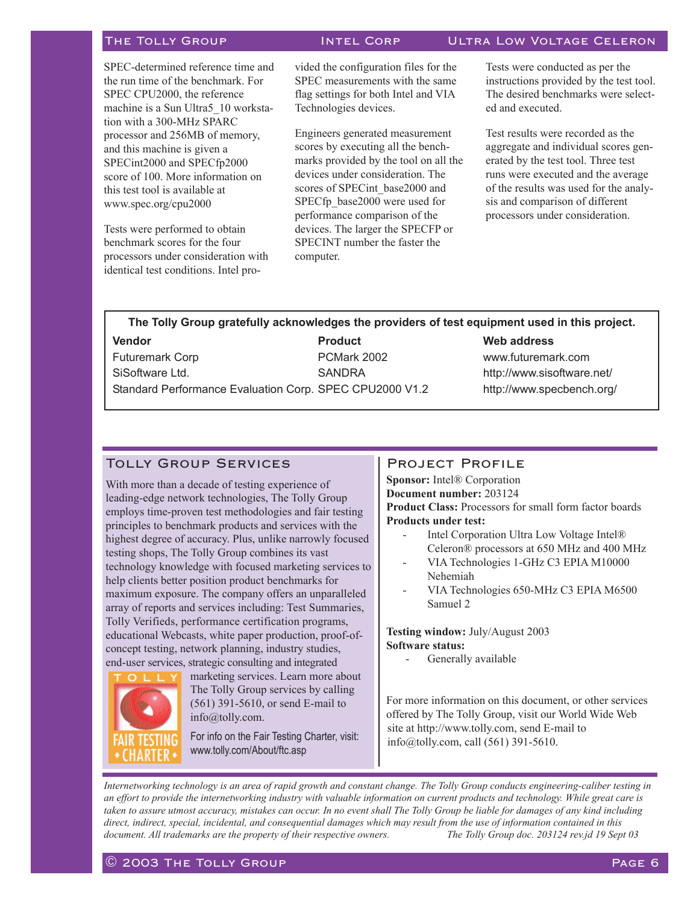SPEC-determined reference time and the run time of the benchmark. For SPEC CPU2000, the reference machine is a Sun Ultra5_10 workstation with a 300-MHz SPARC processor and 256MB of memory, and this machine is given a SPECint2000 and SPECfp2000 score of 100. More information on this test tool is available at www.spec.org/cpu2000

Tests were performed to obtain benchmark scores for the four processors under consideration with identical test conditions. Intel provided the configuration files for the SPEC measurements with the same flag settings for both Intel and VIA Technologies devices.

Engineers generated measurement scores by executing all the benchmarks provided by the tool on all the devices under consideration. The scores of SPECint_base2000 and SPECfp_base2000 were used for performance comparison of the devices. The larger the SPECFP or SPECINT number the faster the computer.

Tests were conducted as per the instructions provided by the test tool. The desired benchmarks were selected and executed.

Test results were recorded as the aggregate and individual scores generated by the test tool. Three test runs were executed and the average of the results was used for the analysis and comparison of different processors under consideration.

**The Tolly Group gratefully acknowledges the providers of test equipment used in this project.**

| Vendor | Product | Web address |
|---|---|---|
| Futuremark Corp | PCMark 2002 | www.futuremark.com |
| SiSoftware Ltd. | SANDRA | http://www.sisoftware.net/ |
| Standard Performance Evaluation Corp. | SPEC CPU2000 V1.2 | http://www.specbench.org/ |

## Tolly Group Services

With more than a decade of testing experience of leading-edge network technologies, The Tolly Group employs time-proven test methodologies and fair testing principles to benchmark products and services with the highest degree of accuracy. Plus, unlike narrowly focused testing shops, The Tolly Group combines its vast technology knowledge with focused marketing services to help clients better position product benchmarks for maximum exposure. The company offers an unparalleled array of reports and services including: Test Summaries, Tolly Verifieds, performance certification programs, educational Webcasts, white paper production, proof-of-concept testing, network planning, industry studies, end-user services, strategic consulting and integrated marketing services. Learn more about The Tolly Group services by calling (561) 391-5610, or send E-mail to info@tolly.com.

TOLLY FAIR TESTING CHARTER

For info on the Fair Testing Charter, visit: www.tolly.com/About/ftc.asp

## Project Profile

**Sponsor:** Intel® Corporation
**Document number:** 203124
**Product Class:** Processors for small form factor boards
**Products under test:**

- Intel Corporation Ultra Low Voltage Intel® Celeron® processors at 650 MHz and 400 MHz
- VIA Technologies 1-GHz C3 EPIA M10000 Nehemiah
- VIA Technologies 650-MHz C3 EPIA M6500 Samuel 2

**Testing window:** July/August 2003
**Software status:**

- Generally available

For more information on this document, or other services offered by The Tolly Group, visit our World Wide Web site at http://www.tolly.com, send E-mail to info@tolly.com, call (561) 391-5610.

*Internetworking technology is an area of rapid growth and constant change. The Tolly Group conducts engineering-caliber testing in an effort to provide the internetworking industry with valuable information on current products and technology. While great care is taken to assure utmost accuracy, mistakes can occur. In no event shall The Tolly Group be liable for damages of any kind including direct, indirect, special, incidental, and consequential damages which may result from the use of information contained in this document. All trademarks are the property of their respective owners.* *The Tolly Group doc. 203124 rev.jd 19 Sept 03*

© 2003 The Tolly Group